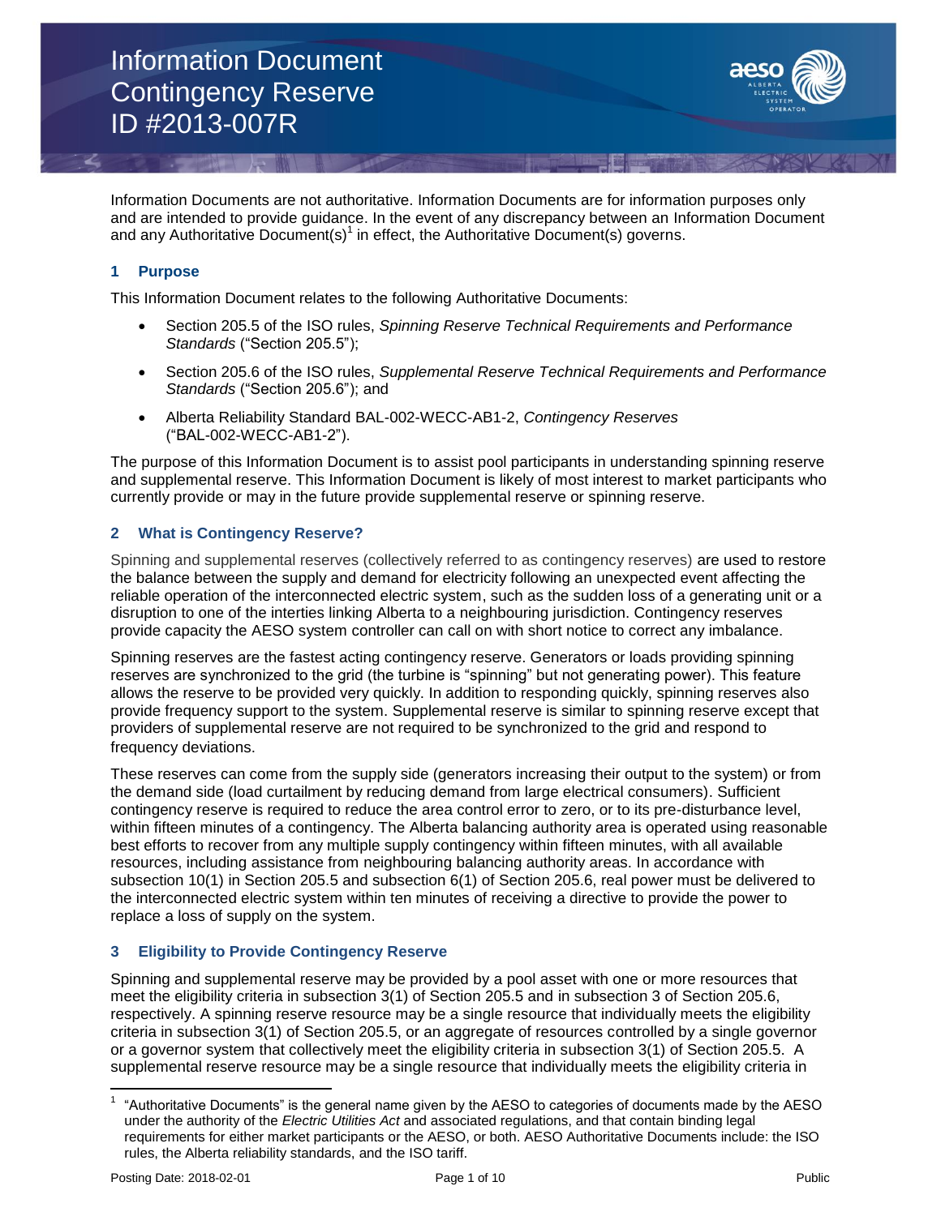# Information Document Contingency Reserve ID #2013-007R

Information Documents are not authoritative. Information Documents are for information purposes only and are intended to provide guidance. In the event of any discrepancy between an Information Document and any Authoritative Document(s)[1] in effect, the Authoritative Document(s) governs.

## 1 Purpose

This Information Document relates to the following Authoritative Documents:

- Section 205.5 of the ISO rules, *Spinning Reserve Technical Requirements and Performance Standards* ("Section 205.5");
- Section 205.6 of the ISO rules, *Supplemental Reserve Technical Requirements and Performance Standards* ("Section 205.6"); and
- Alberta Reliability Standard BAL-002-WECC-AB1-2, *Contingency Reserves* ("BAL-002-WECC-AB1-2").

The purpose of this Information Document is to assist pool participants in understanding spinning reserve and supplemental reserve. This Information Document is likely of most interest to market participants who currently provide or may in the future provide supplemental reserve or spinning reserve.

## 2 What is Contingency Reserve?

Spinning and supplemental reserves (collectively referred to as contingency reserves) are used to restore the balance between the supply and demand for electricity following an unexpected event affecting the reliable operation of the interconnected electric system, such as the sudden loss of a generating unit or a disruption to one of the interties linking Alberta to a neighbouring jurisdiction. Contingency reserves provide capacity the AESO system controller can call on with short notice to correct any imbalance.

Spinning reserves are the fastest acting contingency reserve. Generators or loads providing spinning reserves are synchronized to the grid (the turbine is "spinning" but not generating power). This feature allows the reserve to be provided very quickly. In addition to responding quickly, spinning reserves also provide frequency support to the system. Supplemental reserve is similar to spinning reserve except that providers of supplemental reserve are not required to be synchronized to the grid and respond to frequency deviations.

These reserves can come from the supply side (generators increasing their output to the system) or from the demand side (load curtailment by reducing demand from large electrical consumers). Sufficient contingency reserve is required to reduce the area control error to zero, or to its pre-disturbance level, within fifteen minutes of a contingency. The Alberta balancing authority area is operated using reasonable best efforts to recover from any multiple supply contingency within fifteen minutes, with all available resources, including assistance from neighbouring balancing authority areas. In accordance with subsection 10(1) in Section 205.5 and subsection 6(1) of Section 205.6, real power must be delivered to the interconnected electric system within ten minutes of receiving a directive to provide the power to replace a loss of supply on the system.

## 3 Eligibility to Provide Contingency Reserve

Spinning and supplemental reserve may be provided by a pool asset with one or more resources that meet the eligibility criteria in subsection 3(1) of Section 205.5 and in subsection 3 of Section 205.6, respectively. A spinning reserve resource may be a single resource that individually meets the eligibility criteria in subsection 3(1) of Section 205.5, or an aggregate of resources controlled by a single governor or a governor system that collectively meet the eligibility criteria in subsection 3(1) of Section 205.5. A supplemental reserve resource may be a single resource that individually meets the eligibility criteria in

[1] "Authoritative Documents" is the general name given by the AESO to categories of documents made by the AESO under the authority of the *Electric Utilities Act* and associated regulations, and that contain binding legal requirements for either market participants or the AESO, or both. AESO Authoritative Documents include: the ISO rules, the Alberta reliability standards, and the ISO tariff.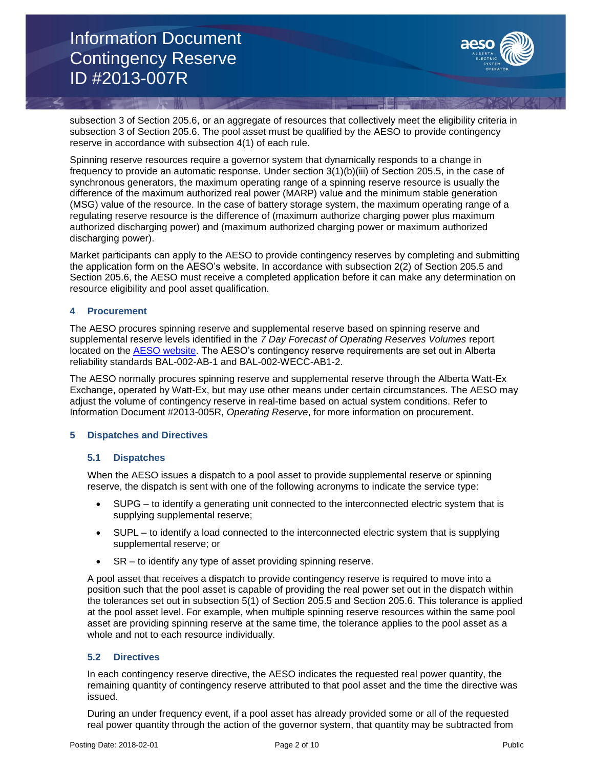subsection 3 of Section 205.6, or an aggregate of resources that collectively meet the eligibility criteria in subsection 3 of Section 205.6. The pool asset must be qualified by the AESO to provide contingency reserve in accordance with subsection 4(1) of each rule.

Spinning reserve resources require a governor system that dynamically responds to a change in frequency to provide an automatic response. Under section 3(1)(b)(iii) of Section 205.5, in the case of synchronous generators, the maximum operating range of a spinning reserve resource is usually the difference of the maximum authorized real power (MARP) value and the minimum stable generation (MSG) value of the resource. In the case of battery storage system, the maximum operating range of a regulating reserve resource is the difference of (maximum authorize charging power plus maximum authorized discharging power) and (maximum authorized charging power or maximum authorized discharging power).

Market participants can apply to the AESO to provide contingency reserves by completing and submitting the application form on the AESO's website. In accordance with subsection 2(2) of Section 205.5 and Section 205.6, the AESO must receive a completed application before it can make any determination on resource eligibility and pool asset qualification.

## 4 Procurement

The AESO procures spinning reserve and supplemental reserve based on spinning reserve and supplemental reserve levels identified in the *7 Day Forecast of Operating Reserves Volumes* report located on the AESO website. The AESO's contingency reserve requirements are set out in Alberta reliability standards BAL-002-AB-1 and BAL-002-WECC-AB1-2.

The AESO normally procures spinning reserve and supplemental reserve through the Alberta Watt-Ex Exchange, operated by Watt-Ex, but may use other means under certain circumstances. The AESO may adjust the volume of contingency reserve in real-time based on actual system conditions. Refer to Information Document #2013-005R, *Operating Reserve*, for more information on procurement.

## 5 Dispatches and Directives

### 5.1 Dispatches

When the AESO issues a dispatch to a pool asset to provide supplemental reserve or spinning reserve, the dispatch is sent with one of the following acronyms to indicate the service type:

- SUPG – to identify a generating unit connected to the interconnected electric system that is supplying supplemental reserve;
- SUPL – to identify a load connected to the interconnected electric system that is supplying supplemental reserve; or
- SR – to identify any type of asset providing spinning reserve.

A pool asset that receives a dispatch to provide contingency reserve is required to move into a position such that the pool asset is capable of providing the real power set out in the dispatch within the tolerances set out in subsection 5(1) of Section 205.5 and Section 205.6. This tolerance is applied at the pool asset level. For example, when multiple spinning reserve resources within the same pool asset are providing spinning reserve at the same time, the tolerance applies to the pool asset as a whole and not to each resource individually.

### 5.2 Directives

In each contingency reserve directive, the AESO indicates the requested real power quantity, the remaining quantity of contingency reserve attributed to that pool asset and the time the directive was issued.

During an under frequency event, if a pool asset has already provided some or all of the requested real power quantity through the action of the governor system, that quantity may be subtracted from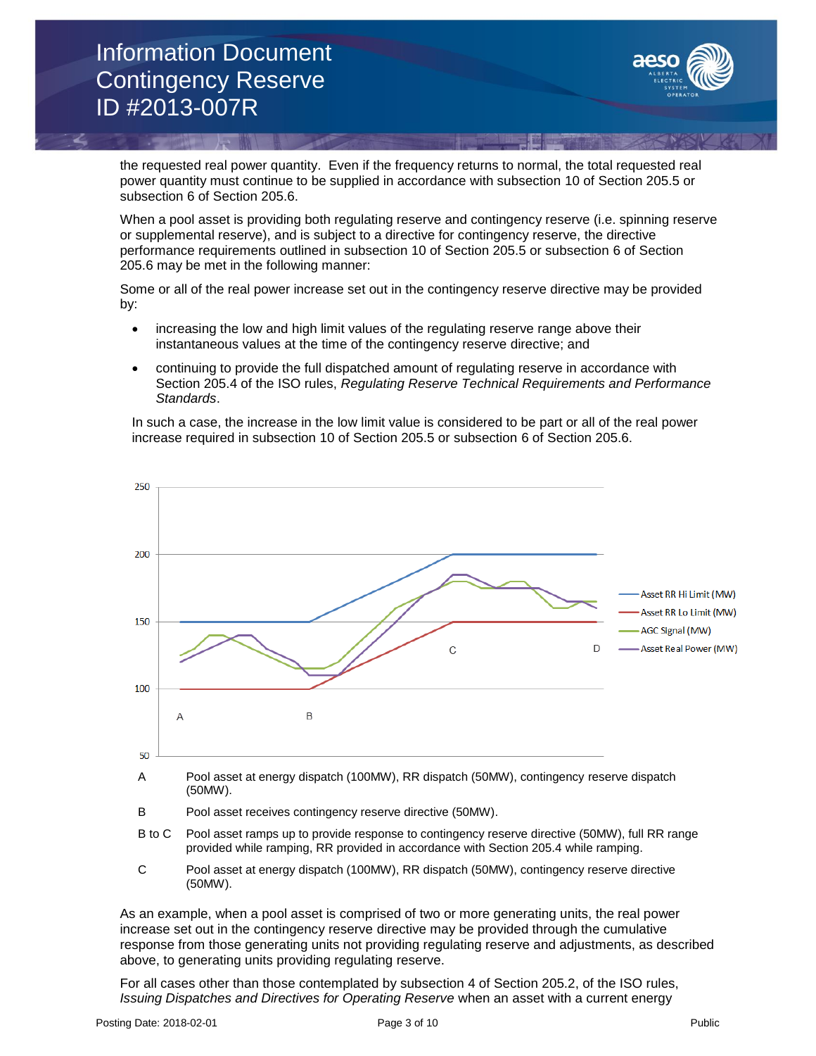the requested real power quantity. Even if the frequency returns to normal, the total requested real power quantity must continue to be supplied in accordance with subsection 10 of Section 205.5 or subsection 6 of Section 205.6.

When a pool asset is providing both regulating reserve and contingency reserve (i.e. spinning reserve or supplemental reserve), and is subject to a directive for contingency reserve, the directive performance requirements outlined in subsection 10 of Section 205.5 or subsection 6 of Section 205.6 may be met in the following manner:

Some or all of the real power increase set out in the contingency reserve directive may be provided by:

- increasing the low and high limit values of the regulating reserve range above their instantaneous values at the time of the contingency reserve directive; and
- continuing to provide the full dispatched amount of regulating reserve in accordance with Section 205.4 of the ISO rules, *Regulating Reserve Technical Requirements and Performance Standards*.

In such a case, the increase in the low limit value is considered to be part or all of the real power increase required in subsection 10 of Section 205.5 or subsection 6 of Section 205.6.

| | |
|---|---|
| A | Pool asset at energy dispatch (100MW), RR dispatch (50MW), contingency reserve dispatch (50MW). |
| B | Pool asset receives contingency reserve directive (50MW). |
| B to C | Pool asset ramps up to provide response to contingency reserve directive (50MW), full RR range provided while ramping, RR provided in accordance with Section 205.4 while ramping. |
| C | Pool asset at energy dispatch (100MW), RR dispatch (50MW), contingency reserve directive (50MW). |

As an example, when a pool asset is comprised of two or more generating units, the real power increase set out in the contingency reserve directive may be provided through the cumulative response from those generating units not providing regulating reserve and adjustments, as described above, to generating units providing regulating reserve.

For all cases other than those contemplated by subsection 4 of Section 205.2, of the ISO rules, *Issuing Dispatches and Directives for Operating Reserve* when an asset with a current energy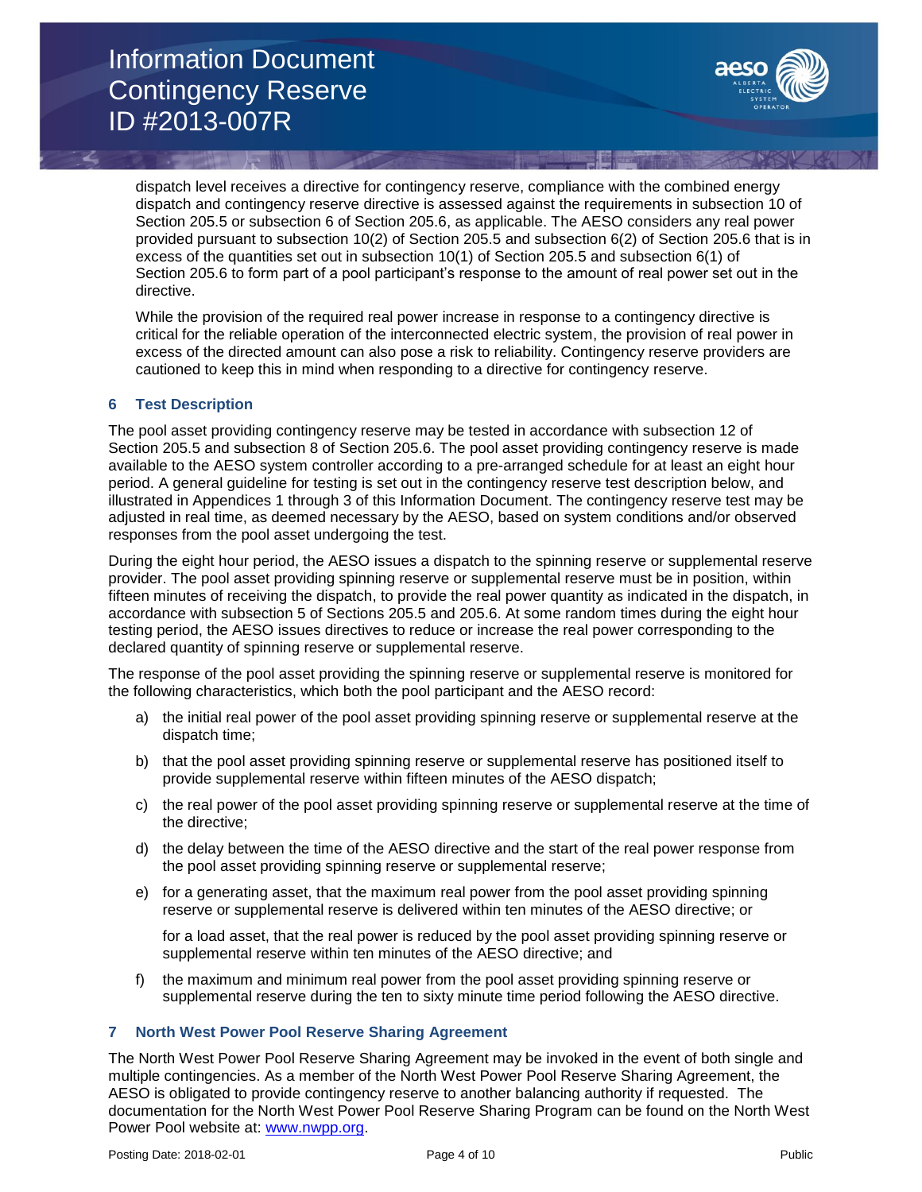dispatch level receives a directive for contingency reserve, compliance with the combined energy dispatch and contingency reserve directive is assessed against the requirements in subsection 10 of Section 205.5 or subsection 6 of Section 205.6, as applicable. The AESO considers any real power provided pursuant to subsection 10(2) of Section 205.5 and subsection 6(2) of Section 205.6 that is in excess of the quantities set out in subsection 10(1) of Section 205.5 and subsection 6(1) of Section 205.6 to form part of a pool participant's response to the amount of real power set out in the directive.

While the provision of the required real power increase in response to a contingency directive is critical for the reliable operation of the interconnected electric system, the provision of real power in excess of the directed amount can also pose a risk to reliability. Contingency reserve providers are cautioned to keep this in mind when responding to a directive for contingency reserve.

## 6 Test Description

The pool asset providing contingency reserve may be tested in accordance with subsection 12 of Section 205.5 and subsection 8 of Section 205.6. The pool asset providing contingency reserve is made available to the AESO system controller according to a pre-arranged schedule for at least an eight hour period. A general guideline for testing is set out in the contingency reserve test description below, and illustrated in Appendices 1 through 3 of this Information Document. The contingency reserve test may be adjusted in real time, as deemed necessary by the AESO, based on system conditions and/or observed responses from the pool asset undergoing the test.

During the eight hour period, the AESO issues a dispatch to the spinning reserve or supplemental reserve provider. The pool asset providing spinning reserve or supplemental reserve must be in position, within fifteen minutes of receiving the dispatch, to provide the real power quantity as indicated in the dispatch, in accordance with subsection 5 of Sections 205.5 and 205.6. At some random times during the eight hour testing period, the AESO issues directives to reduce or increase the real power corresponding to the declared quantity of spinning reserve or supplemental reserve.

The response of the pool asset providing the spinning reserve or supplemental reserve is monitored for the following characteristics, which both the pool participant and the AESO record:

a) the initial real power of the pool asset providing spinning reserve or supplemental reserve at the dispatch time;

b) that the pool asset providing spinning reserve or supplemental reserve has positioned itself to provide supplemental reserve within fifteen minutes of the AESO dispatch;

c) the real power of the pool asset providing spinning reserve or supplemental reserve at the time of the directive;

d) the delay between the time of the AESO directive and the start of the real power response from the pool asset providing spinning reserve or supplemental reserve;

e) for a generating asset, that the maximum real power from the pool asset providing spinning reserve or supplemental reserve is delivered within ten minutes of the AESO directive; or

   for a load asset, that the real power is reduced by the pool asset providing spinning reserve or supplemental reserve within ten minutes of the AESO directive; and

f) the maximum and minimum real power from the pool asset providing spinning reserve or supplemental reserve during the ten to sixty minute time period following the AESO directive.

## 7 North West Power Pool Reserve Sharing Agreement

The North West Power Pool Reserve Sharing Agreement may be invoked in the event of both single and multiple contingencies. As a member of the North West Power Pool Reserve Sharing Agreement, the AESO is obligated to provide contingency reserve to another balancing authority if requested. The documentation for the North West Power Pool Reserve Sharing Program can be found on the North West Power Pool website at: [www.nwpp.org](www.nwpp.org).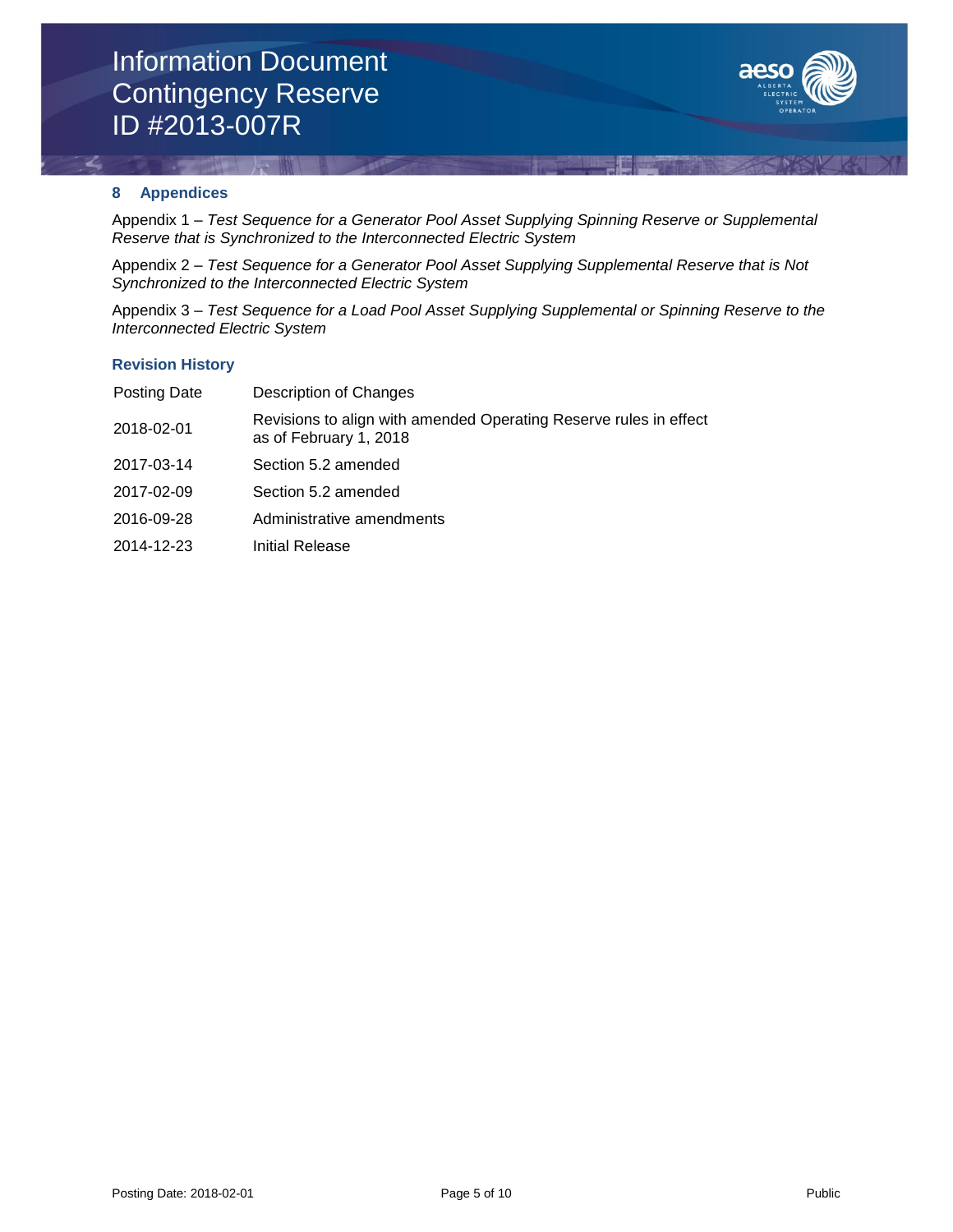## 8 Appendices

Appendix 1 – *Test Sequence for a Generator Pool Asset Supplying Spinning Reserve or Supplemental Reserve that is Synchronized to the Interconnected Electric System*

Appendix 2 – *Test Sequence for a Generator Pool Asset Supplying Supplemental Reserve that is Not Synchronized to the Interconnected Electric System*

Appendix 3 – *Test Sequence for a Load Pool Asset Supplying Supplemental or Spinning Reserve to the Interconnected Electric System*

### Revision History

| Posting Date | Description of Changes |
|---|---|
| 2018-02-01 | Revisions to align with amended Operating Reserve rules in effect as of February 1, 2018 |
| 2017-03-14 | Section 5.2 amended |
| 2017-02-09 | Section 5.2 amended |
| 2016-09-28 | Administrative amendments |
| 2014-12-23 | Initial Release |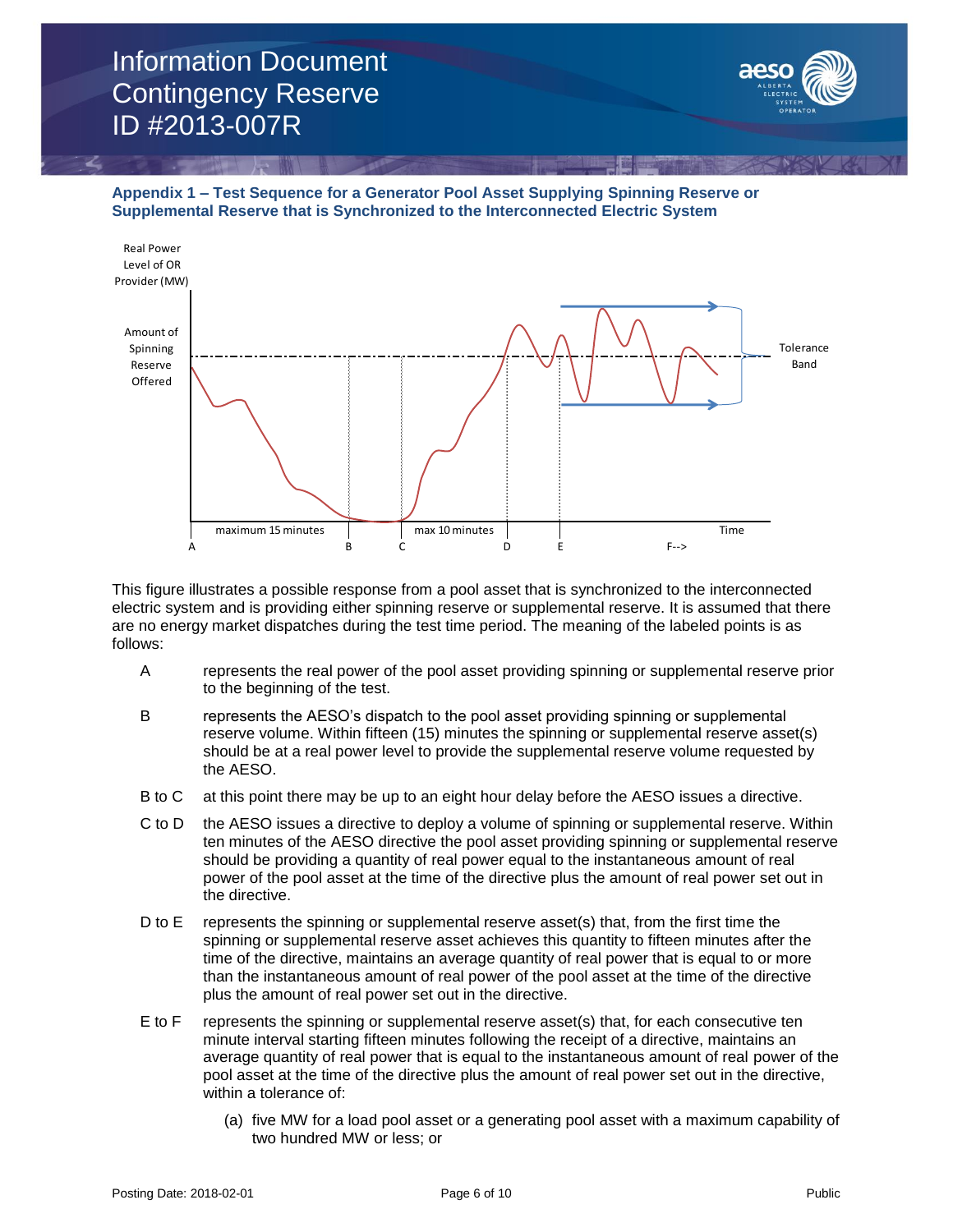## Appendix 1 – Test Sequence for a Generator Pool Asset Supplying Spinning Reserve or Supplemental Reserve that is Synchronized to the Interconnected Electric System

This figure illustrates a possible response from a pool asset that is synchronized to the interconnected electric system and is providing either spinning reserve or supplemental reserve. It is assumed that there are no energy market dispatches during the test time period. The meaning of the labeled points is as follows:

A represents the real power of the pool asset providing spinning or supplemental reserve prior to the beginning of the test.

B represents the AESO's dispatch to the pool asset providing spinning or supplemental reserve volume. Within fifteen (15) minutes the spinning or supplemental reserve asset(s) should be at a real power level to provide the supplemental reserve volume requested by the AESO.

B to C at this point there may be up to an eight hour delay before the AESO issues a directive.

C to D the AESO issues a directive to deploy a volume of spinning or supplemental reserve. Within ten minutes of the AESO directive the pool asset providing spinning or supplemental reserve should be providing a quantity of real power equal to the instantaneous amount of real power of the pool asset at the time of the directive plus the amount of real power set out in the directive.

D to E represents the spinning or supplemental reserve asset(s) that, from the first time the spinning or supplemental reserve asset achieves this quantity to fifteen minutes after the time of the directive, maintains an average quantity of real power that is equal to or more than the instantaneous amount of real power of the pool asset at the time of the directive plus the amount of real power set out in the directive.

E to F represents the spinning or supplemental reserve asset(s) that, for each consecutive ten minute interval starting fifteen minutes following the receipt of a directive, maintains an average quantity of real power that is equal to the instantaneous amount of real power of the pool asset at the time of the directive plus the amount of real power set out in the directive, within a tolerance of:

(a) five MW for a load pool asset or a generating pool asset with a maximum capability of two hundred MW or less; or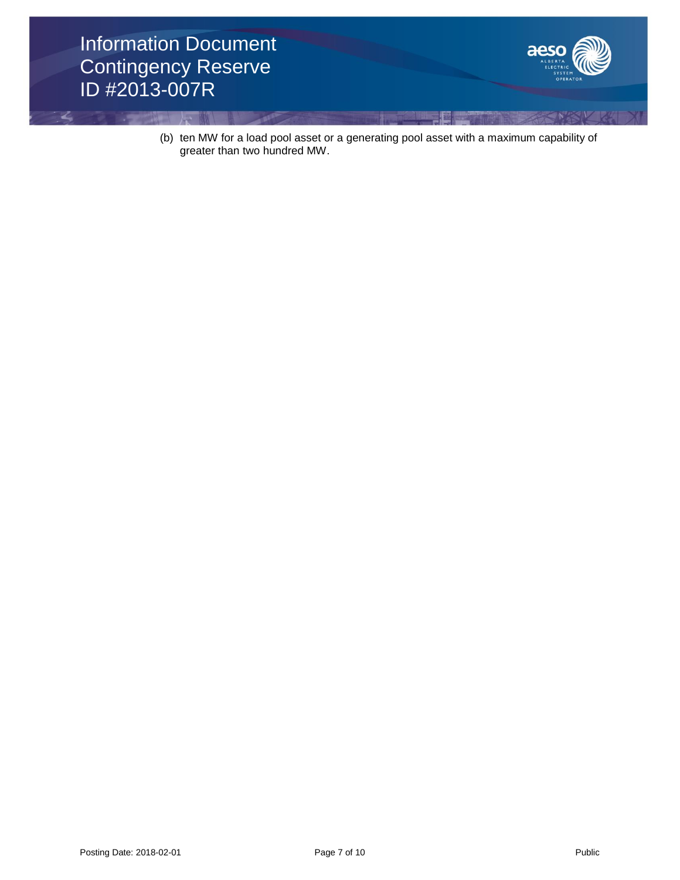(b) ten MW for a load pool asset or a generating pool asset with a maximum capability of greater than two hundred MW.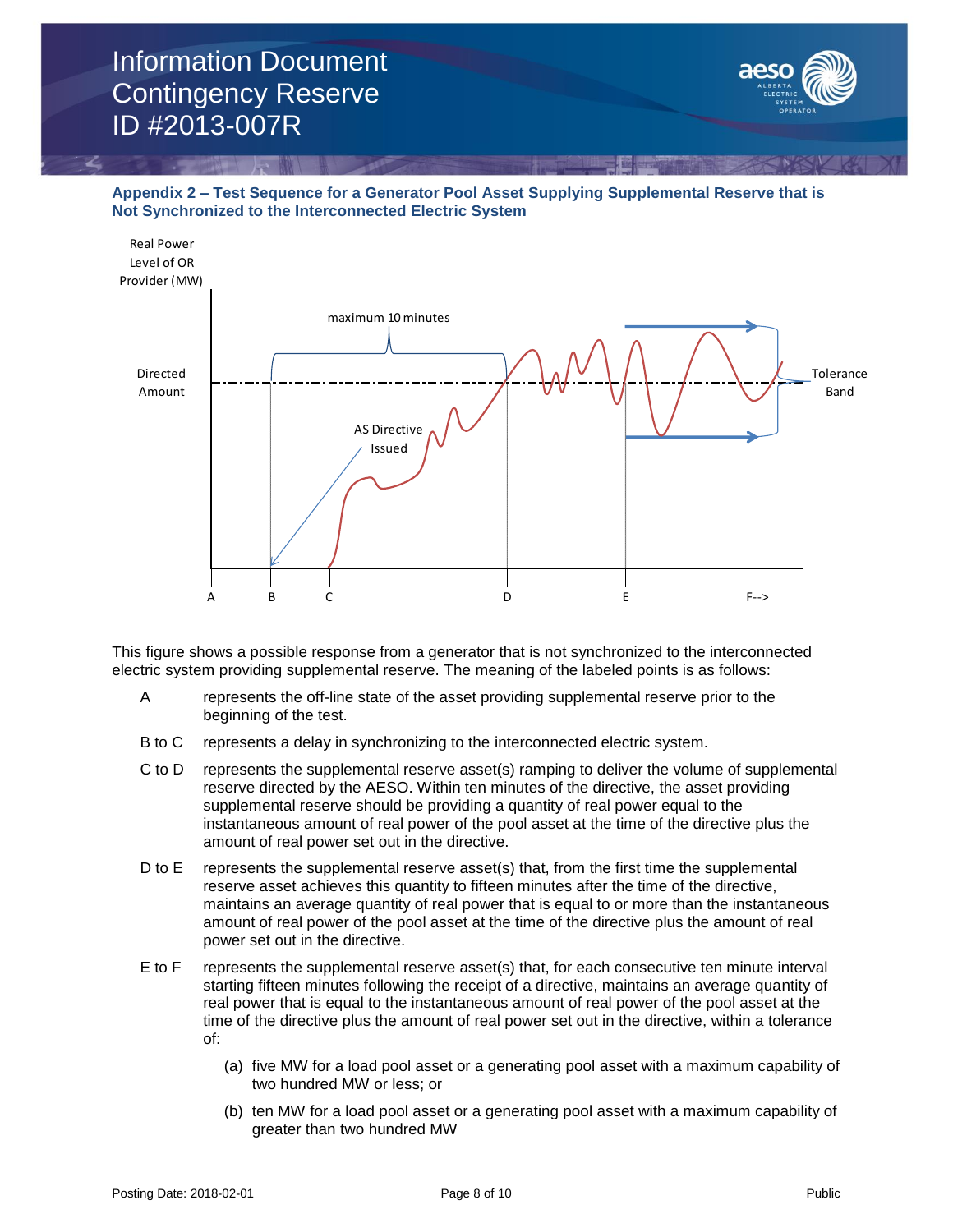## Appendix 2 – Test Sequence for a Generator Pool Asset Supplying Supplemental Reserve that is Not Synchronized to the Interconnected Electric System

This figure shows a possible response from a generator that is not synchronized to the interconnected electric system providing supplemental reserve. The meaning of the labeled points is as follows:

- **A** represents the off-line state of the asset providing supplemental reserve prior to the beginning of the test.
- **B to C** represents a delay in synchronizing to the interconnected electric system.
- **C to D** represents the supplemental reserve asset(s) ramping to deliver the volume of supplemental reserve directed by the AESO. Within ten minutes of the directive, the asset providing supplemental reserve should be providing a quantity of real power equal to the instantaneous amount of real power of the pool asset at the time of the directive plus the amount of real power set out in the directive.
- **D to E** represents the supplemental reserve asset(s) that, from the first time the supplemental reserve asset achieves this quantity to fifteen minutes after the time of the directive, maintains an average quantity of real power that is equal to or more than the instantaneous amount of real power of the pool asset at the time of the directive plus the amount of real power set out in the directive.
- **E to F** represents the supplemental reserve asset(s) that, for each consecutive ten minute interval starting fifteen minutes following the receipt of a directive, maintains an average quantity of real power that is equal to the instantaneous amount of real power of the pool asset at the time of the directive plus the amount of real power set out in the directive, within a tolerance of:
  - (a) five MW for a load pool asset or a generating pool asset with a maximum capability of two hundred MW or less; or
  - (b) ten MW for a load pool asset or a generating pool asset with a maximum capability of greater than two hundred MW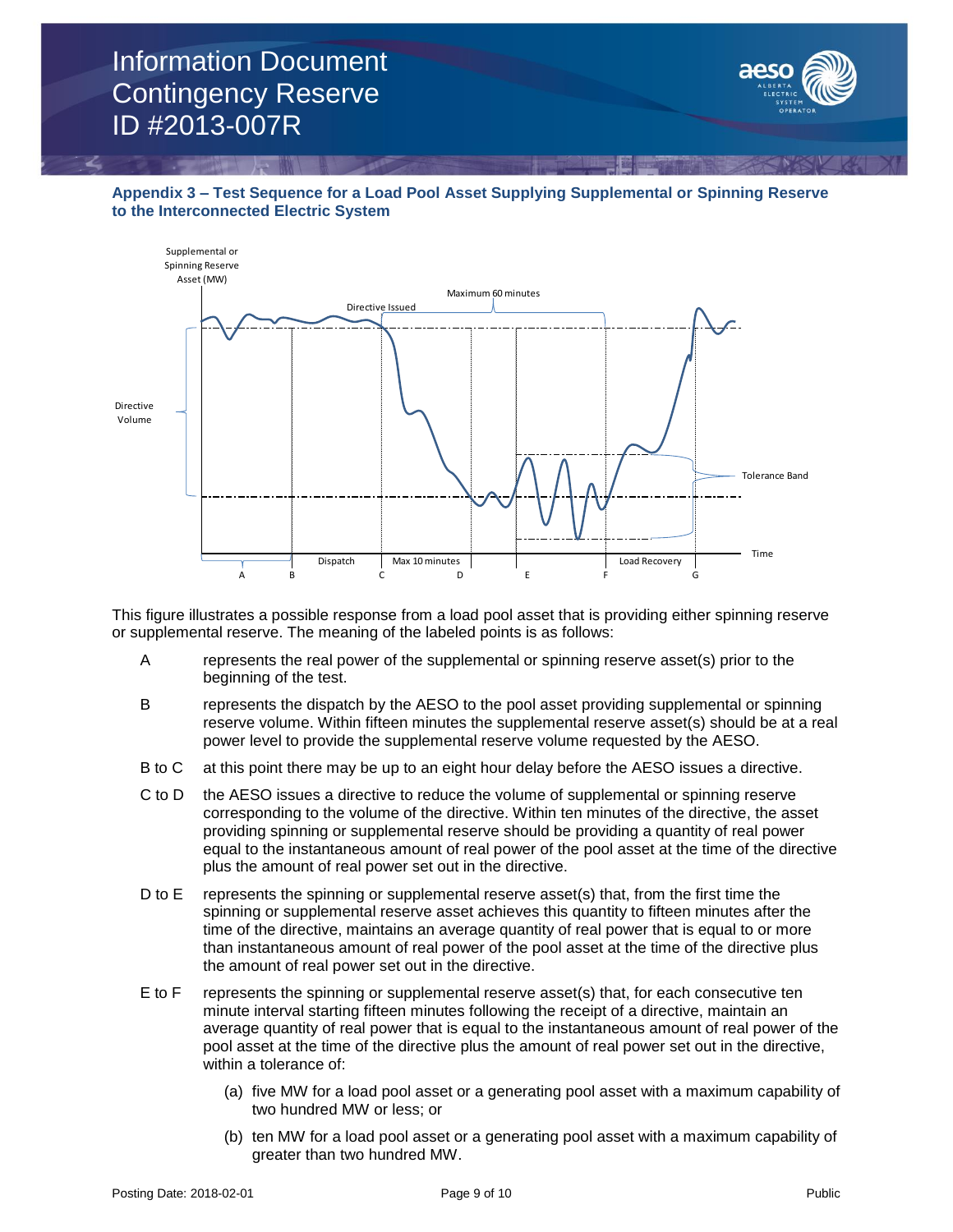## Appendix 3 – Test Sequence for a Load Pool Asset Supplying Supplemental or Spinning Reserve to the Interconnected Electric System

This figure illustrates a possible response from a load pool asset that is providing either spinning reserve or supplemental reserve. The meaning of the labeled points is as follows:

- **A** represents the real power of the supplemental or spinning reserve asset(s) prior to the beginning of the test.
- **B** represents the dispatch by the AESO to the pool asset providing supplemental or spinning reserve volume. Within fifteen minutes the supplemental reserve asset(s) should be at a real power level to provide the supplemental reserve volume requested by the AESO.
- **B to C** at this point there may be up to an eight hour delay before the AESO issues a directive.
- **C to D** the AESO issues a directive to reduce the volume of supplemental or spinning reserve corresponding to the volume of the directive. Within ten minutes of the directive, the asset providing spinning or supplemental reserve should be providing a quantity of real power equal to the instantaneous amount of real power of the pool asset at the time of the directive plus the amount of real power set out in the directive.
- **D to E** represents the spinning or supplemental reserve asset(s) that, from the first time the spinning or supplemental reserve asset achieves this quantity to fifteen minutes after the time of the directive, maintains an average quantity of real power that is equal to or more than instantaneous amount of real power of the pool asset at the time of the directive plus the amount of real power set out in the directive.
- **E to F** represents the spinning or supplemental reserve asset(s) that, for each consecutive ten minute interval starting fifteen minutes following the receipt of a directive, maintain an average quantity of real power that is equal to the instantaneous amount of real power of the pool asset at the time of the directive plus the amount of real power set out in the directive, within a tolerance of:
  - (a) five MW for a load pool asset or a generating pool asset with a maximum capability of two hundred MW or less; or
  - (b) ten MW for a load pool asset or a generating pool asset with a maximum capability of greater than two hundred MW.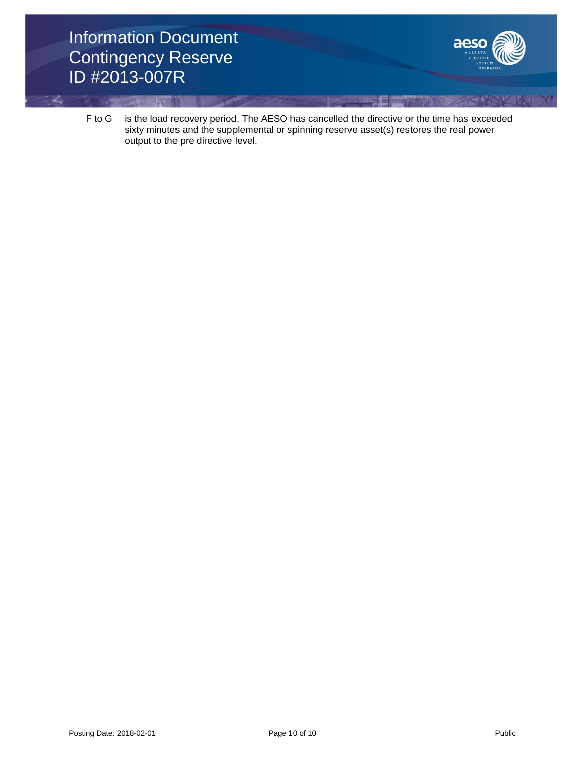F to G is the load recovery period. The AESO has cancelled the directive or the time has exceeded sixty minutes and the supplemental or spinning reserve asset(s) restores the real power output to the pre directive level.